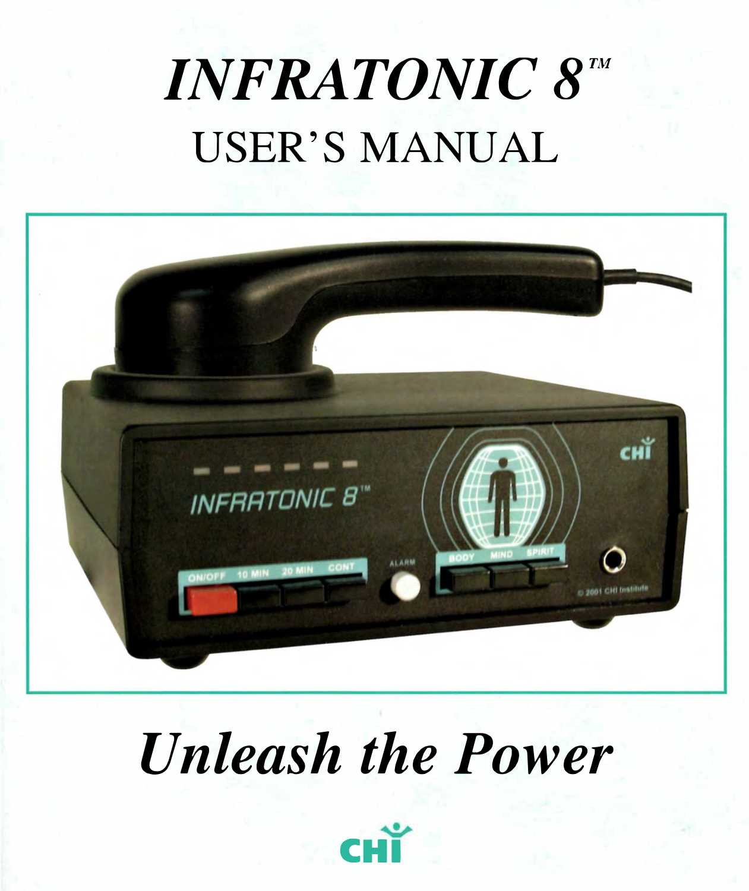# *INFRATONIC 8™*

## USER'S MANUAL

*Unleash the Power*

CHI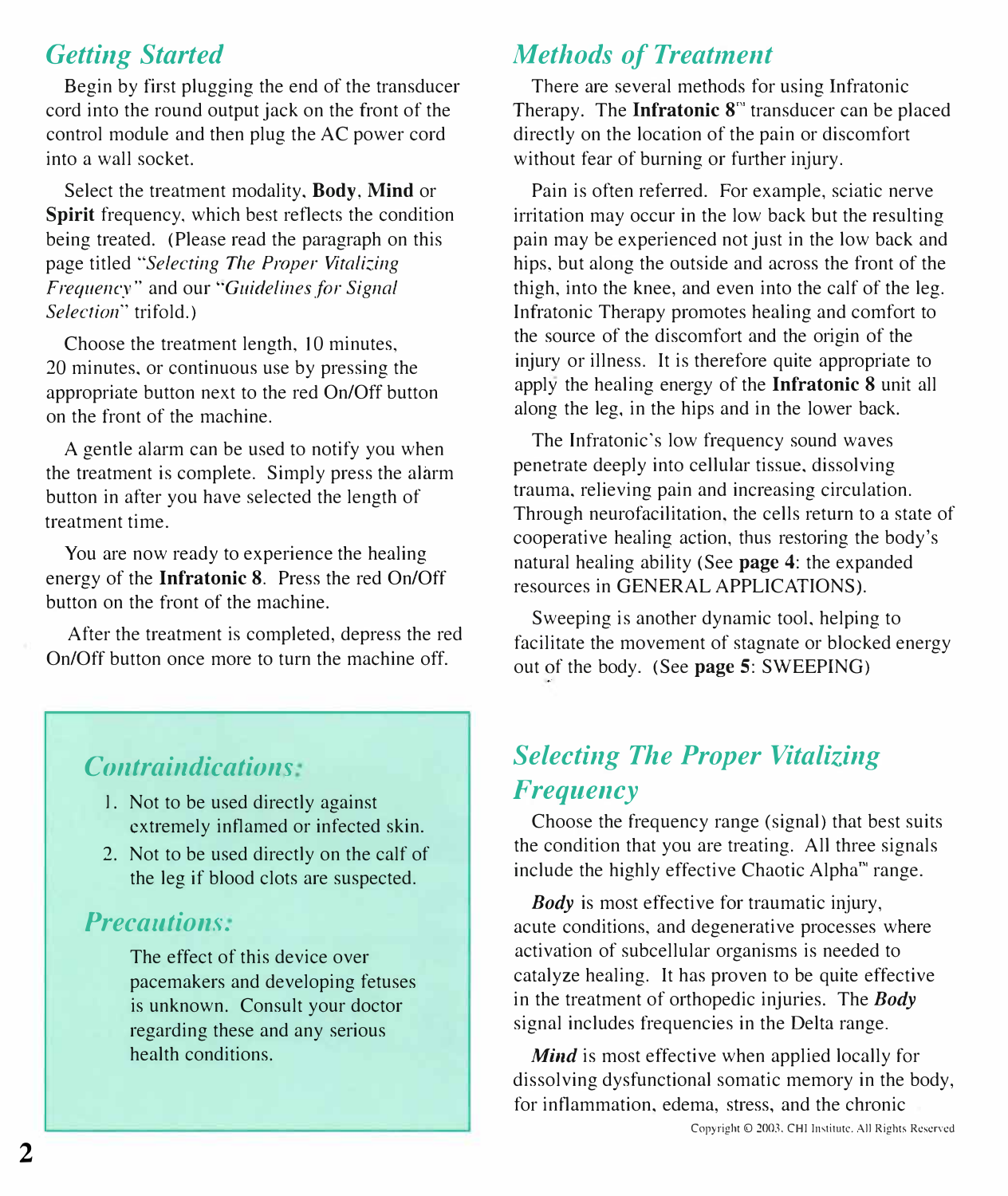## *Getting Started*

Begin by first plugging the end of the transducer cord into the round output jack on the front of the control module and then plug the AC power cord into a wall socket.

Select the treatment modality, **Body**, **Mind** or **Spirit** frequency, which best reflects the condition being treated. (Please read the paragraph on this page titled "*Selecting The Proper Vitalizing Frequency*" and our "*Guidelines for Signal Selection*" trifold.)

Choose the treatment length, 10 minutes, 20 minutes, or continuous use by pressing the appropriate button next to the red On/Off button on the front of the machine.

A gentle alarm can be used to notify you when the treatment is complete. Simply press the alarm button in after you have selected the length of treatment time.

You are now ready to experience the healing energy of the **Infratonic 8**. Press the red On/Off button on the front of the machine.

After the treatment is completed, depress the red On/Off button once more to turn the machine off.

### *Contraindications:*

1. Not to be used directly against extremely inflamed or infected skin.
2. Not to be used directly on the calf of the leg if blood clots are suspected.

### *Precautions:*

The effect of this device over pacemakers and developing fetuses is unknown. Consult your doctor regarding these and any serious health conditions.

## *Methods of Treatment*

There are several methods for using Infratonic Therapy. The **Infratonic 8**™ transducer can be placed directly on the location of the pain or discomfort without fear of burning or further injury.

Pain is often referred. For example, sciatic nerve irritation may occur in the low back but the resulting pain may be experienced not just in the low back and hips, but along the outside and across the front of the thigh, into the knee, and even into the calf of the leg. Infratonic Therapy promotes healing and comfort to the source of the discomfort and the origin of the injury or illness. It is therefore quite appropriate to apply the healing energy of the **Infratonic 8** unit all along the leg, in the hips and in the lower back.

The Infratonic's low frequency sound waves penetrate deeply into cellular tissue, dissolving trauma, relieving pain and increasing circulation. Through neurofacilitation, the cells return to a state of cooperative healing action, thus restoring the body's natural healing ability (See **page 4**: the expanded resources in GENERAL APPLICATIONS).

Sweeping is another dynamic tool, helping to facilitate the movement of stagnate or blocked energy out of the body. (See **page 5**: SWEEPING)

## *Selecting The Proper Vitalizing Frequency*

Choose the frequency range (signal) that best suits the condition that you are treating. All three signals include the highly effective Chaotic Alpha™ range.

***Body*** is most effective for traumatic injury, acute conditions, and degenerative processes where activation of subcellular organisms is needed to catalyze healing. It has proven to be quite effective in the treatment of orthopedic injuries. The ***Body*** signal includes frequencies in the Delta range.

***Mind*** is most effective when applied locally for dissolving dysfunctional somatic memory in the body, for inflammation, edema, stress, and the chronic

Copyright © 2003, CHI Institute. All Rights Reserved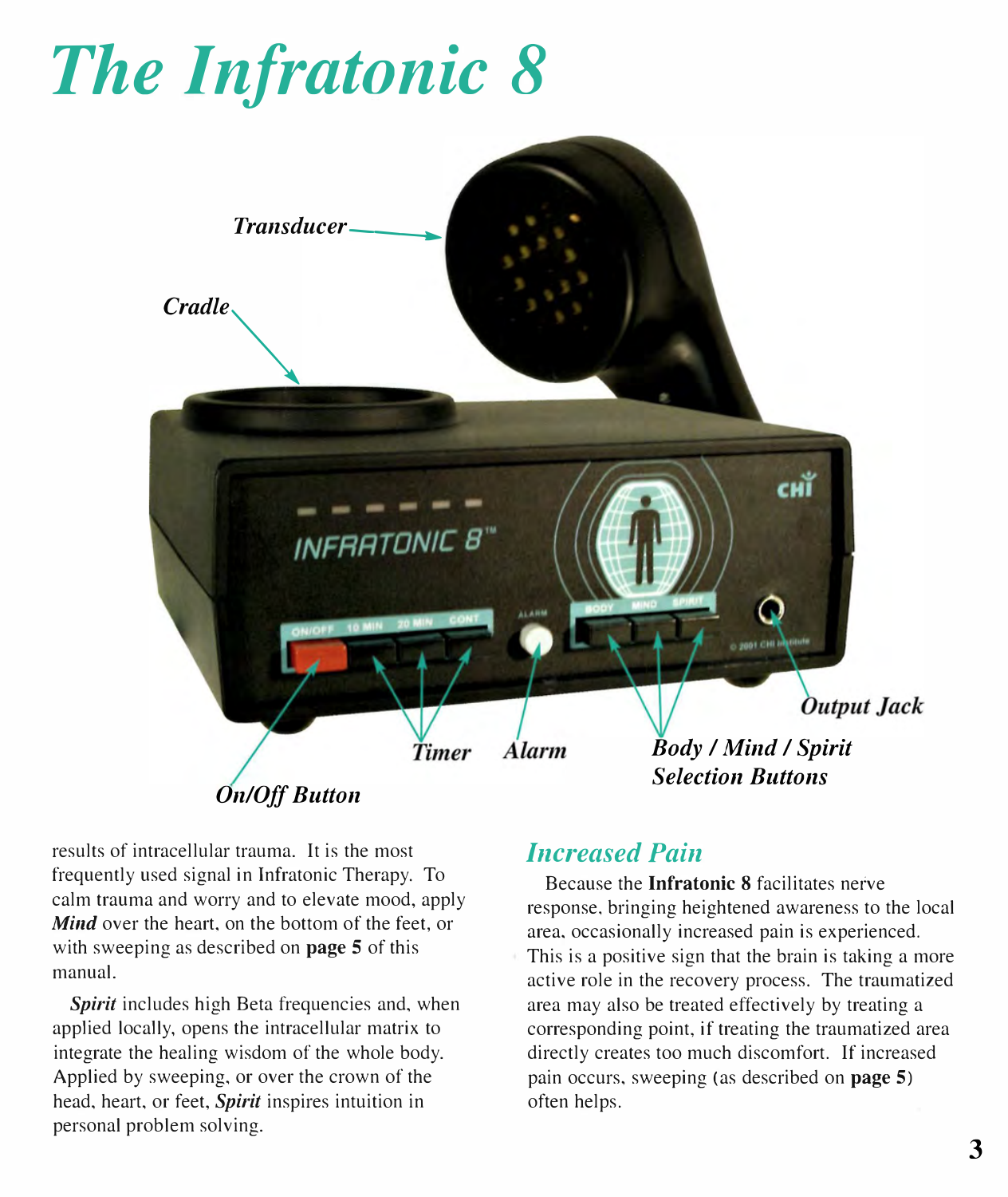# The Infratonic 8

Transducer

Cradle

On/Off Button

Timer

Alarm

Body / Mind / Spirit Selection Buttons

Output Jack

results of intracellular trauma. It is the most frequently used signal in Infratonic Therapy. To calm trauma and worry and to elevate mood, apply ***Mind*** over the heart, on the bottom of the feet, or with sweeping as described on **page 5** of this manual.

***Spirit*** includes high Beta frequencies and, when applied locally, opens the intracellular matrix to integrate the healing wisdom of the whole body. Applied by sweeping, or over the crown of the head, heart, or feet, ***Spirit*** inspires intuition in personal problem solving.

## Increased Pain

Because the **Infratonic 8** facilitates nerve response, bringing heightened awareness to the local area, occasionally increased pain is experienced. This is a positive sign that the brain is taking a more active role in the recovery process. The traumatized area may also be treated effectively by treating a corresponding point, if treating the traumatized area directly creates too much discomfort. If increased pain occurs, sweeping (as described on **page 5**) often helps.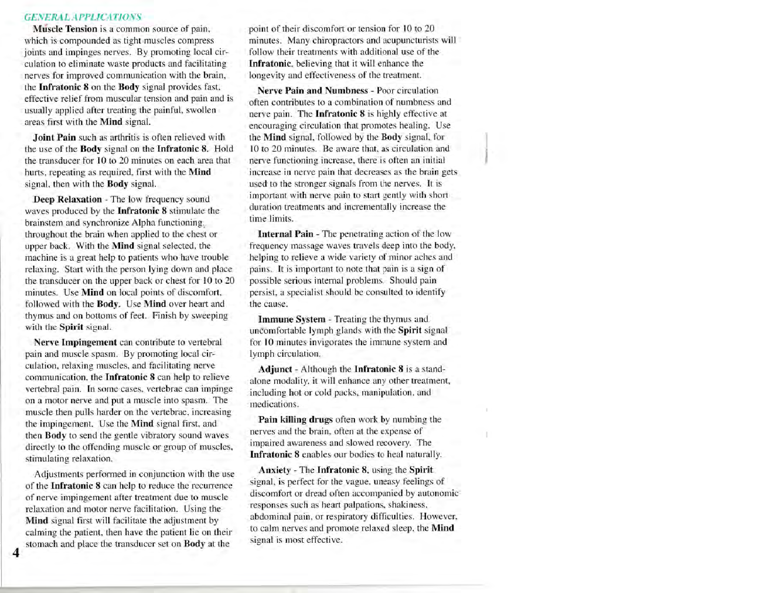## *GENERAL APPLICATIONS*

**Muscle Tension** is a common source of pain, which is compounded as tight muscles compress joints and impinges nerves. By promoting local circulation to eliminate waste products and facilitating nerves for improved communication with the brain, the **Infratonic 8** on the **Body** signal provides fast, effective relief from muscular tension and pain and is usually applied after treating the painful, swollen areas first with the **Mind** signal.

**Joint Pain** such as arthritis is often relieved with the use of the **Body** signal on the **Infratonic 8**. Hold the transducer for 10 to 20 minutes on each area that hurts, repeating as required, first with the **Mind** signal, then with the **Body** signal.

**Deep Relaxation** - The low frequency sound waves produced by the **Infratonic 8** stimulate the brainstem and synchronize Alpha functioning, throughout the brain when applied to the chest or upper back. With the **Mind** signal selected, the machine is a great help to patients who have trouble relaxing. Start with the person lying down and place the transducer on the upper back or chest for 10 to 20 minutes. Use **Mind** on local points of discomfort, followed with the **Body**. Use **Mind** over heart and thymus and on bottoms of feet. Finish by sweeping with the **Spirit** signal.

**Nerve Impingement** can contribute to vertebral pain and muscle spasm. By promoting local circulation, relaxing muscles, and facilitating nerve communication, the **Infratonic 8** can help to relieve vertebral pain. In some cases, vertebrae can impinge on a motor nerve and put a muscle into spasm. The muscle then pulls harder on the vertebrae, increasing the impingement. Use the **Mind** signal first, and then **Body** to send the gentle vibratory sound waves directly to the offending muscle or group of muscles, stimulating relaxation.

Adjustments performed in conjunction with the use of the **Infratonic 8** can help to reduce the recurrence of nerve impingement after treatment due to muscle relaxation and motor nerve facilitation. Using the **Mind** signal first will facilitate the adjustment by calming the patient, then have the patient lie on their stomach and place the transducer set on **Body** at the point of their discomfort or tension for 10 to 20 minutes. Many chiropractors and acupuncturists will follow their treatments with additional use of the **Infratonic**, believing that it will enhance the longevity and effectiveness of the treatment.

**Nerve Pain and Numbness** - Poor circulation often contributes to a combination of numbness and nerve pain. The **Infratonic 8** is highly effective at encouraging circulation that promotes healing. Use the **Mind** signal, followed by the **Body** signal, for 10 to 20 minutes. Be aware that, as circulation and nerve functioning increase, there is often an initial increase in nerve pain that decreases as the brain gets used to the stronger signals from the nerves. It is important with nerve pain to start gently with short duration treatments and incrementally increase the time limits.

**Internal Pain** - The penetrating action of the low frequency massage waves travels deep into the body, helping to relieve a wide variety of minor aches and pains. It is important to note that pain is a sign of possible serious internal problems. Should pain persist, a specialist should be consulted to identify the cause.

**Immune System** - Treating the thymus and uncomfortable lymph glands with the **Spirit** signal for 10 minutes invigorates the immune system and lymph circulation.

**Adjunct** - Although the **Infratonic 8** is a stand-alone modality, it will enhance any other treatment, including hot or cold packs, manipulation, and medications.

**Pain killing drugs** often work by numbing the nerves and the brain, often at the expense of impaired awareness and slowed recovery. The **Infratonic 8** enables our bodies to heal naturally.

**Anxiety** - The **Infratonic 8**, using the **Spirit** signal, is perfect for the vague, uneasy feelings of discomfort or dread often accompanied by autonomic responses such as heart palpations, shakiness, abdominal pain, or respiratory difficulties. However, to calm nerves and promote relaxed sleep, the **Mind** signal is most effective.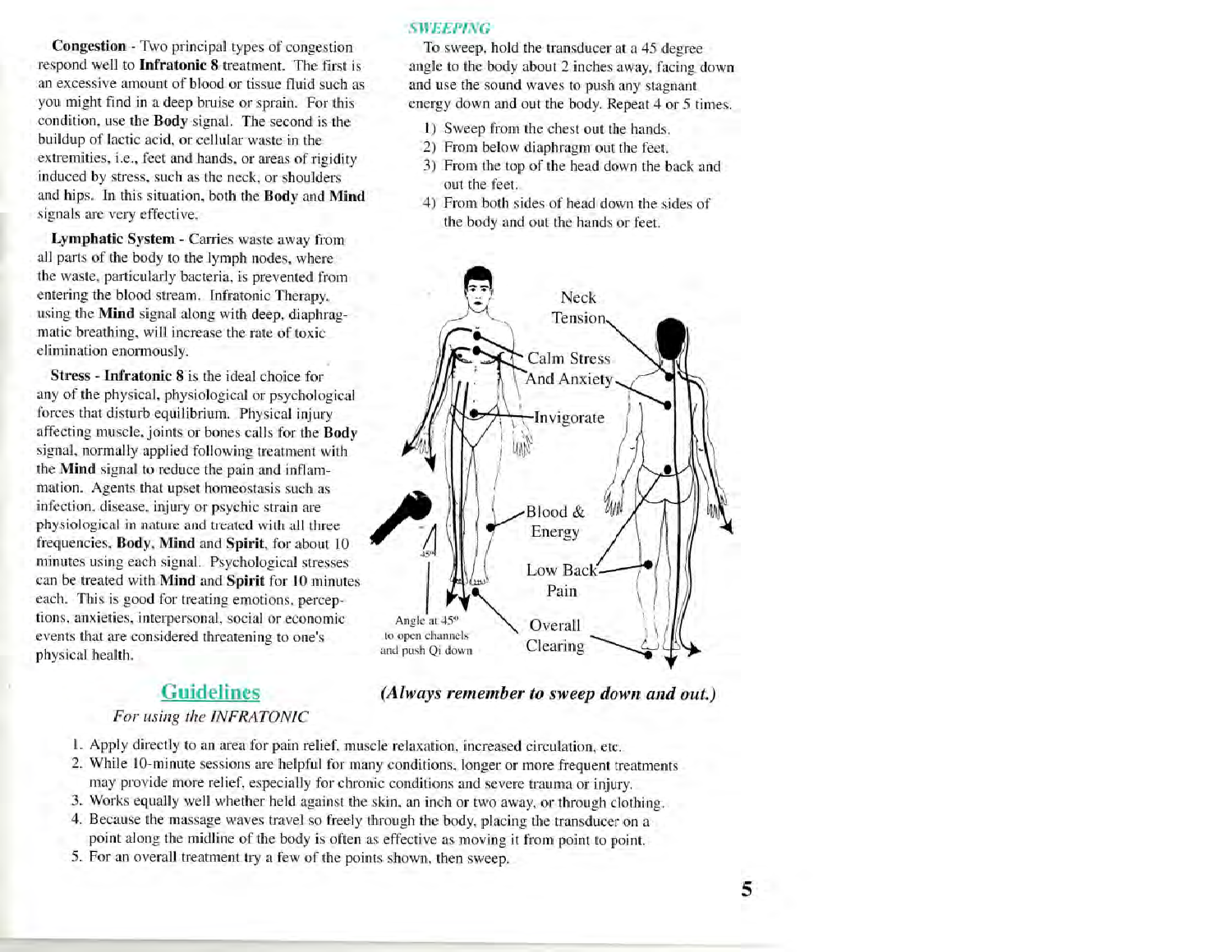**Congestion** - Two principal types of congestion respond well to **Infratonic 8** treatment. The first is an excessive amount of blood or tissue fluid such as you might find in a deep bruise or sprain. For this condition, use the **Body** signal. The second is the buildup of lactic acid, or cellular waste in the extremities, i.e., feet and hands, or areas of rigidity induced by stress, such as the neck, or shoulders and hips. In this situation, both the **Body** and **Mind** signals are very effective.

**Lymphatic System** - Carries waste away from all parts of the body to the lymph nodes, where the waste, particularly bacteria, is prevented from entering the blood stream. Infratonic Therapy, using the **Mind** signal along with deep, diaphragmatic breathing, will increase the rate of toxic elimination enormously.

**Stress** - **Infratonic 8** is the ideal choice for any of the physical, physiological or psychological forces that disturb equilibrium. Physical injury affecting muscle, joints or bones calls for the **Body** signal, normally applied following treatment with the **Mind** signal to reduce the pain and inflammation. Agents that upset homeostasis such as infection, disease, injury or psychic strain are physiological in nature and treated with all three frequencies, **Body**, **Mind** and **Spirit**, for about 10 minutes using each signal. Psychological stresses can be treated with **Mind** and **Spirit** for **10** minutes each. This is good for treating emotions, perceptions, anxieties, interpersonal, social or economic events that are considered threatening to one's physical health.

### *SWEEPING*

To sweep, hold the transducer at a 45 degree angle to the body about 2 inches away, facing down and use the sound waves to push any stagnant energy down and out the body. Repeat 4 or 5 times.

1) Sweep from the chest out the hands.
2) From below diaphragm out the feet.
3) From the top of the head down the back and out the feet.
4) From both sides of head down the sides of the body and out the hands or feet.

Neck Tension

Calm Stress And Anxiety

Invigorate

Blood & Energy

Low Back Pain

Overall Clearing

Angle at 45° to open channels and push Qi down

***(Always remember to sweep down and out.)***

## Guidelines

*For using the INFRATONIC*

1. Apply directly to an area for pain relief, muscle relaxation, increased circulation, etc.
2. While 10-minute sessions are helpful for many conditions, longer or more frequent treatments may provide more relief, especially for chronic conditions and severe trauma or injury.
3. Works equally well whether held against the skin, an inch or two away, or through clothing.
4. Because the massage waves travel so freely through the body, placing the transducer on a point along the midline of the body is often as effective as moving it from point to point.
5. For an overall treatment try a few of the points shown, then sweep.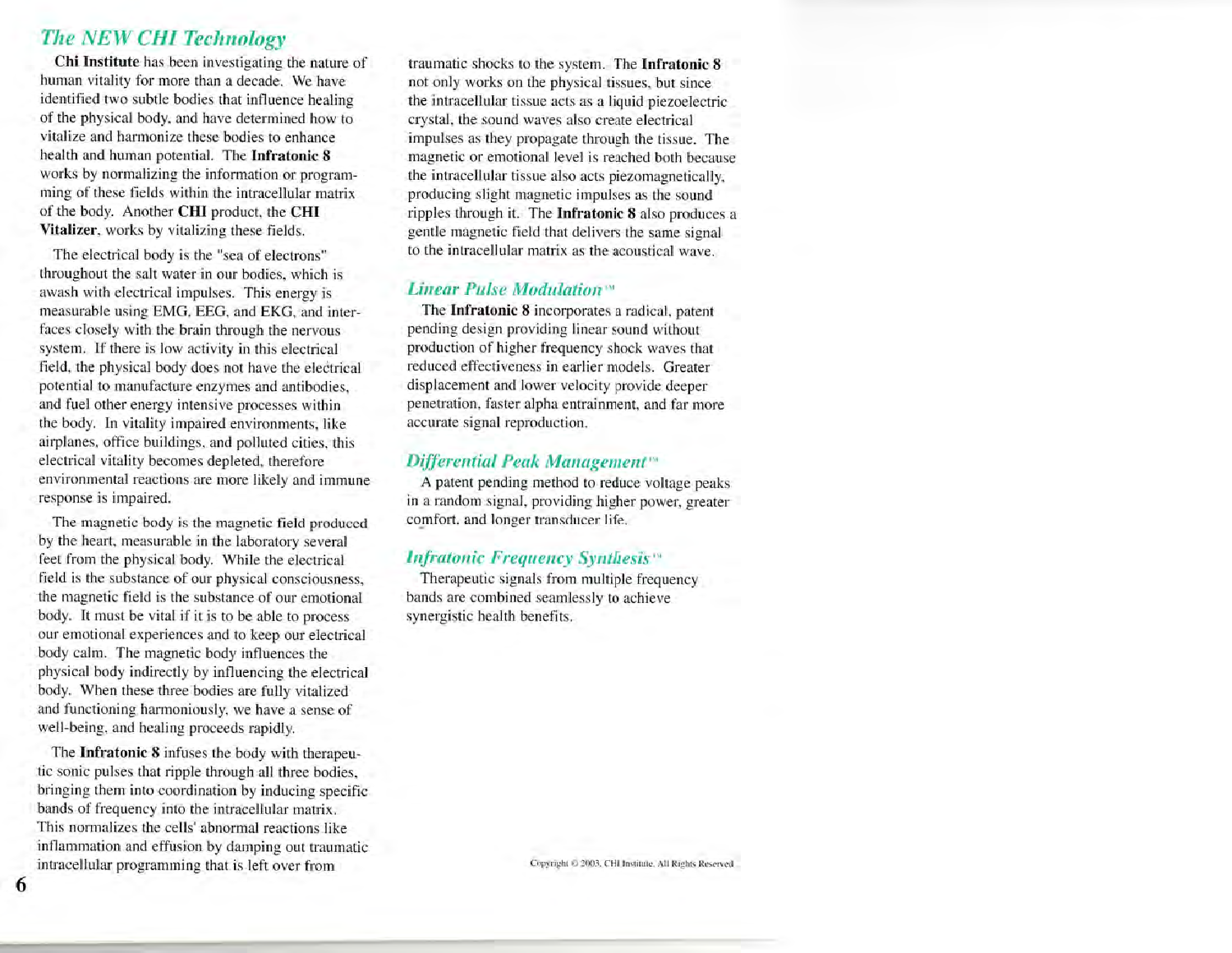## *The NEW CHI Technology*

**Chi Institute** has been investigating the nature of human vitality for more than a decade. We have identified two subtle bodies that influence healing of the physical body, and have determined how to vitalize and harmonize these bodies to enhance health and human potential. The **Infratonic 8** works by normalizing the information or programming of these fields within the intracellular matrix of the body. Another **CHI** product, the **CHI Vitalizer**, works by vitalizing these fields.

The electrical body is the "sea of electrons" throughout the salt water in our bodies, which is awash with electrical impulses. This energy is measurable using EMG, EEG, and EKG, and interfaces closely with the brain through the nervous system. If there is low activity in this electrical field, the physical body does not have the electrical potential to manufacture enzymes and antibodies, and fuel other energy intensive processes within the body. In vitality impaired environments, like airplanes, office buildings, and polluted cities, this electrical vitality becomes depleted, therefore environmental reactions are more likely and immune response is impaired.

The magnetic body is the magnetic field produced by the heart, measurable in the laboratory several feet from the physical body. While the electrical field is the substance of our physical consciousness, the magnetic field is the substance of our emotional body. It must be vital if it is to be able to process our emotional experiences and to keep our electrical body calm. The magnetic body influences the physical body indirectly by influencing the electrical body. When these three bodies are fully vitalized and functioning harmoniously, we have a sense of well-being, and healing proceeds rapidly.

The **Infratonic 8** infuses the body with therapeutic sonic pulses that ripple through all three bodies, bringing them into coordination by inducing specific bands of frequency into the intracellular matrix. This normalizes the cells' abnormal reactions like inflammation and effusion by damping out traumatic intracellular programming that is left over from traumatic shocks to the system. The **Infratonic 8** not only works on the physical tissues, but since the intracellular tissue acts as a liquid piezoelectric crystal, the sound waves also create electrical impulses as they propagate through the tissue. The magnetic or emotional level is reached both because the intracellular tissue also acts piezomagnetically, producing slight magnetic impulses as the sound ripples through it. The **Infratonic 8** also produces a gentle magnetic field that delivers the same signal to the intracellular matrix as the acoustical wave.

### *Linear Pulse Modulation™*

The **Infratonic 8** incorporates a radical, patent pending design providing linear sound without production of higher frequency shock waves that reduced effectiveness in earlier models. Greater displacement and lower velocity provide deeper penetration, faster alpha entrainment, and far more accurate signal reproduction.

### *Differential Peak Management™*

A patent pending method to reduce voltage peaks in a random signal, providing higher power, greater comfort, and longer transducer life.

### *Infratonic Frequency Synthesis™*

Therapeutic signals from multiple frequency bands are combined seamlessly to achieve synergistic health benefits.

Copyright © 2003, CHI Institute. All Rights Reserved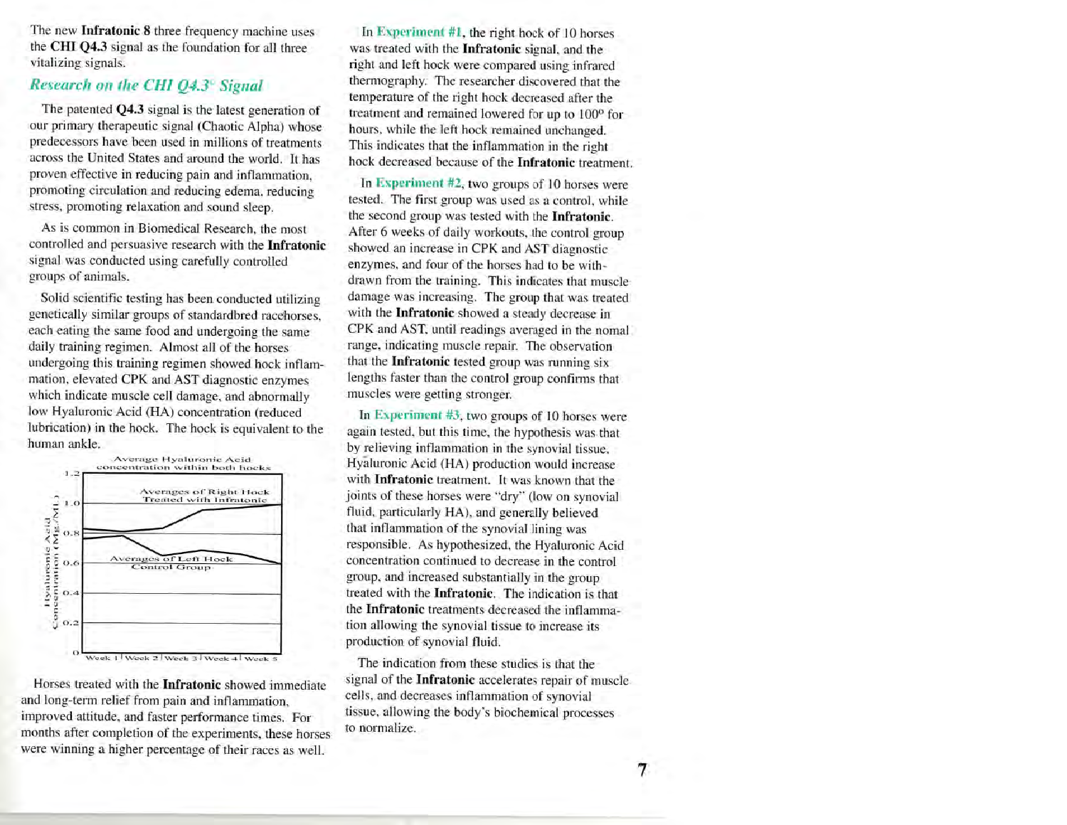The new **Infratonic** 8 three frequency machine uses the **CHI Q4.3** signal as the foundation for all three vitalizing signals.

## *Research on the CHI Q4.3© Signal*

The patented **Q4.3** signal is the latest generation of our primary therapeutic signal (Chaotic Alpha) whose predecessors have been used in millions of treatments across the United States and around the world. It has proven effective in reducing pain and inflammation, promoting circulation and reducing edema, reducing stress, promoting relaxation and sound sleep.

As is common in Biomedical Research, the most controlled and persuasive research with the **Infratonic** signal was conducted using carefully controlled groups of animals.

Solid scientific testing has been conducted utilizing genetically similar groups of standardbred racehorses, each eating the same food and undergoing the same daily training regimen. Almost all of the horses undergoing this training regimen showed hock inflammation, elevated **CPK** and **AST** diagnostic enzymes which indicate muscle cell damage, and abnormally low Hyaluronic Acid (HA) concentration (reduced lubrication) in the hock. The hock is equivalent to the human ankle.

Average Hyaluronic Acid concentration within both hocks

Averages of Right Hock Treated with Infratonic

Averages of Left Hock Control Group

Hyaluronic Acid Concentration (Mg./Ml.)

1.2, 1.0, 0.8, 0.6, 0.4, 0.2, 0

Week 1 | Week 2 | Week 3 | Week 4 | Week 5

Horses treated with the **Infratonic** showed immediate and long-term relief from pain and inflammation, improved attitude, and faster performance times. For months after completion of the experiments, these horses were winning a higher percentage of their races as well.

In **Experiment #1**, the right hock of 10 horses was treated with the **Infratonic** signal, and the right and left hock were compared using infrared thermography. The researcher discovered that the temperature of the right hock decreased after the treatment and remained lowered for up to 100° for hours, while the left hock remained unchanged. This indicates that the inflammation in the right hock decreased because of the **Infratonic** treatment.

In **Experiment #2**, two groups of 10 horses were tested. The first group was used as a control, while the second group was tested with the **Infratonic**. After 6 weeks of daily workouts, the control group showed an increase in CPK and AST diagnostic enzymes, and four of the horses had to be withdrawn from the training. This indicates that muscle damage was increasing. The group that was treated with the **Infratonic** showed a steady decrease in CPK and AST, until readings averaged in the nomal range, indicating muscle repair. The observation that the **Infratonic** tested group was running six lengths faster than the control group confirms that muscles were getting stronger.

In **Experiment #3**, two groups of 10 horses were again tested, but this time, the hypothesis was that by relieving inflammation in the synovial tissue, Hyaluronic Acid (HA) production would increase with **Infratonic** treatment. It was known that the joints of these horses were "dry" (low on synovial fluid, particularly HA), and generally believed that inflammation of the synovial lining was responsible. As hypothesized, the Hyaluronic Acid concentration continued to decrease in the control group, and increased substantially in the group treated with the **Infratonic**. The indication is that the **Infratonic** treatments decreased the inflammation allowing the synovial tissue to increase its production of synovial fluid.

The indication from these studies is that the signal of the **Infratonic** accelerates repair of muscle cells, and decreases inflammation of synovial tissue, allowing the body's biochemical processes to normalize.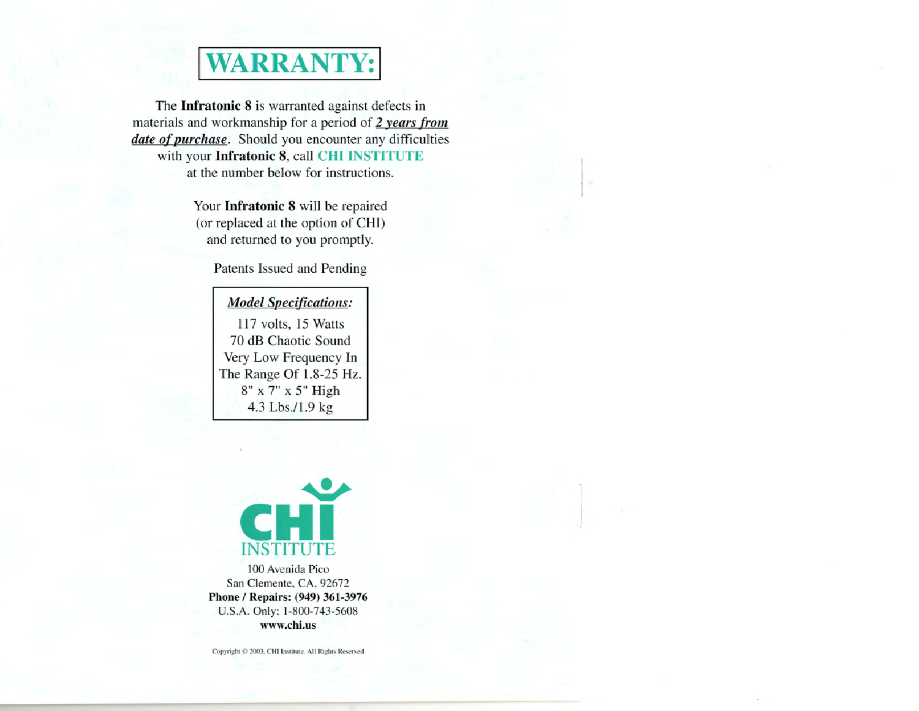# WARRANTY:

The **Infratonic 8** is warranted against defects in materials and workmanship for a period of ***2 years from date of purchase***. Should you encounter any difficulties with your **Infratonic 8**, call **CHI INSTITUTE** at the number below for instructions.

Your **Infratonic 8** will be repaired (or replaced at the option of CHI) and returned to you promptly.

Patents Issued and Pending

***Model Specifications:***

117 volts, 15 Watts
70 dB Chaotic Sound
Very Low Frequency In The Range Of 1.8-25 Hz.
8" x 7" x 5" High
4.3 Lbs./1.9 kg

CHI INSTITUTE

100 Avenida Pico
San Clemente, CA, 92672
**Phone / Repairs: (949) 361-3976**
U.S.A. Only: 1-800-743-5608
**www.chi.us**

Copyright © 2003, CHI Institute. All Rights Reserved